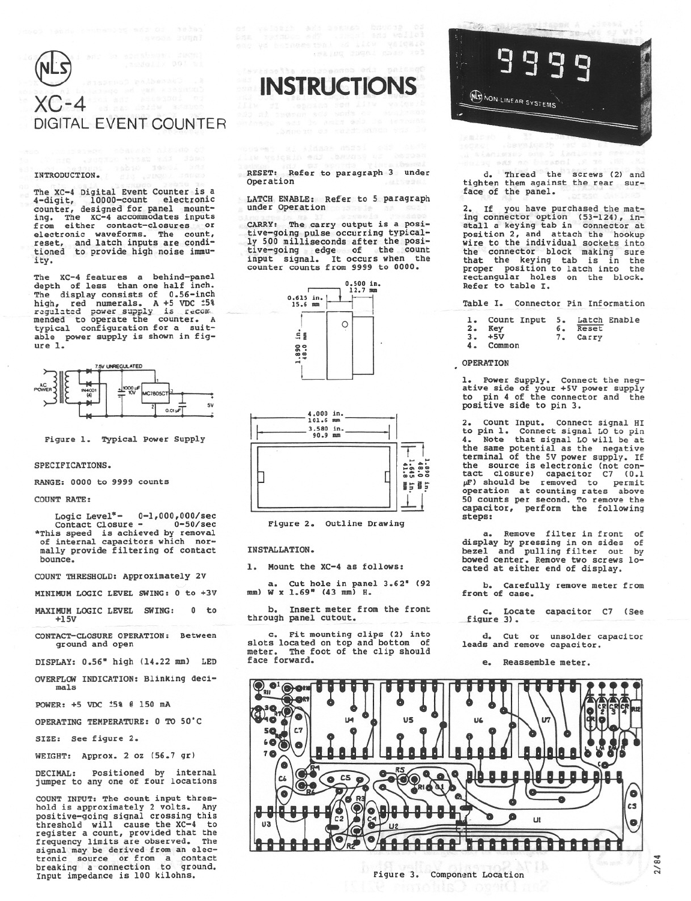# XC-4 DIGITAL EVENT COUNTER

# INSTRUCTIONS

## INTRODUCTION.

The XC-4 Digital Event Counter is a 4-digit, 10000-count electronic counter, designed for panel mounting. The XC-4 accommodates inputs from either contact-closures or electronic waveforms. The count, reset, and latch inputs are conditioned to provide high noise immunity.

The XC-4 features a behind-panel depth of less than one half inch. The display consists of 0.56-inch high, red numerals. A +5 VDC ±5% regulated power supply is recommended to operate the counter. A typical configuration for a suitable power supply is shown in figure 1.

Figure 1. Typical Power Supply

## SPECIFICATIONS.

RANGE: 0000 to 9999 counts

COUNT RATE:

Logic Level* - 0-1,000,000/sec
Contact Closure - 0-50/sec

*This speed is achieved by removal of internal capacitors which normally provide filtering of contact bounce.

COUNT THRESHOLD: Approximately 2V

MINIMUM LOGIC LEVEL SWING: 0 to +3V

MAXIMUM LOGIC LEVEL SWING: 0 to +15V

CONTACT-CLOSURE OPERATION: Between ground and open

DISPLAY: 0.56" high (14.22 mm) LED

OVERFLOW INDICATION: Blinking decimals

POWER: +5 VDC ±5% @ 150 mA

OPERATING TEMPERATURE: 0 TO 50°C

SIZE: See figure 2.

WEIGHT: Approx. 2 oz (56.7 gr)

DECIMAL: Positioned by internal jumper to any one of four locations

COUNT INPUT: The count input threshold is approximately 2 volts. Any positive-going signal crossing this threshold will cause the XC-4 to register a count, provided that the frequency limits are observed. The signal may be derived from an electronic source or from a contact breaking a connection to ground. Input impedance is 100 kilohms.

RESET: Refer to paragraph 3 under Operation

LATCH ENABLE: Refer to 5 paragraph under Operation

CARRY: The carry output is a positive-going pulse occurring typically 500 milliseconds after the positive-going edge of the count input signal. It occurs when the counter counts from 9999 to 0000.

Figure 2. Outline Drawing

## INSTALLATION.

1. Mount the XC-4 as follows:

a. Cut hole in panel 3.62" (92 mm) W x 1.69" (43 mm) H.

b. Insert meter from the front through panel cutout.

c. Fit mounting clips (2) into slots located on top and bottom of meter. The foot of the clip should face forward.

d. Thread the screws (2) and tighten them against the rear surface of the panel.

2. If you have purchased the mating connector option (53-124), install a keying tab in connector at position 2, and attach the hookup wire to the individual sockets into the connector block making sure that the keying tab is in the proper position to latch into the rectangular holes on the block. Refer to table I.

Table I. Connector Pin Information

| | | | |
|---|---|---|---|
| 1. | Count Input | 5. | Latch Enable |
| 2. | Key | 6. | Reset |
| 3. | +5V | 7. | Carry |
| 4. | Common | | |

## OPERATION

1. Power Supply. Connect the negative side of your +5V power supply to pin 4 of the connector and the positive side to pin 3.

2. Count Input. Connect signal HI to pin 1. Connect signal LO to pin 4. Note that signal LO will be at the same potential as the negative terminal of the 5V power supply. If the source is electronic (not contact closure) capacitor C7 (0.1 µF) should be removed to permit operation at counting rates above 50 counts per second. To remove the capacitor, perform the following steps:

a. Remove filter in front of display by pressing in on sides of bezel and pulling filter out by bowed center. Remove two screws located at either end of display.

b. Carefully remove meter from front of case.

c. Locate capacitor C7 (See figure 3).

d. Cut or unsolder capacitor leads and remove capacitor.

e. Reassemble meter.

Figure 3. Component Location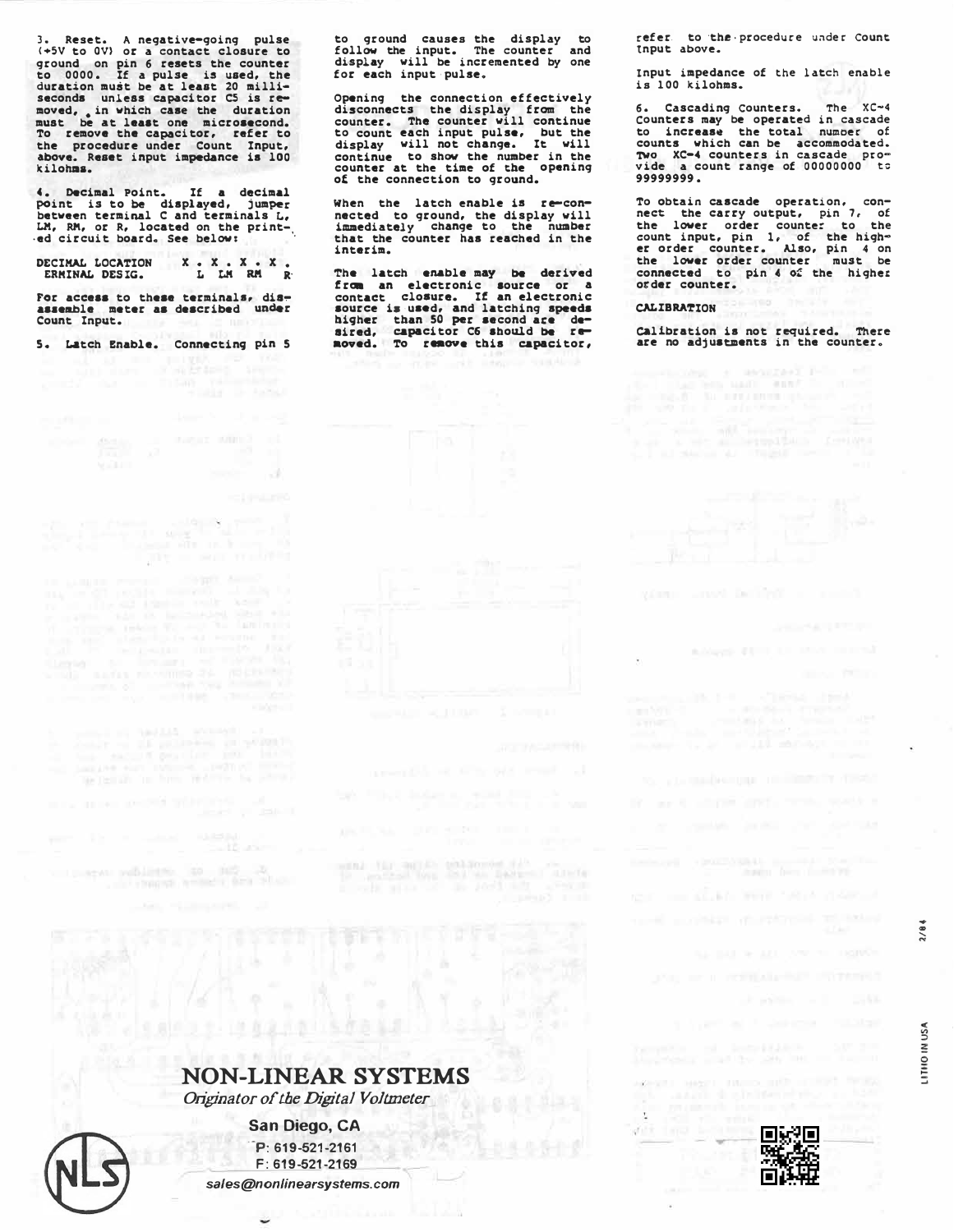3. **Reset.** A negative-going pulse (+5V to 0V) or a contact closure to ground on pin 6 resets the counter to 0000. If a pulse is used, the duration must be at least 20 milliseconds unless capacitor C5 is removed, in which case the duration must be at least one microsecond. To remove the capacitor, refer to the procedure under Count Input, above. Reset input impedance is 100 kilohms.

4. **Decimal Point.** If a decimal point is to be displayed, jumper between terminal C and terminals L, LM, RM, or R, located on the printed circuit board. See below:

| DECIMAL LOCATION | X | . | X | . | X | . | X | . |
|---|---|---|---|---|---|---|---|---|
| TERMINAL DESIG. | | L | | LM | | RM | | R |

For access to these terminals, disassemble meter as described under Count Input.

5. **Latch Enable.** Connecting pin 5 to ground causes the display to follow the input. The counter and display will be incremented by one for each input pulse.

Opening the connection effectively disconnects the display from the counter. The counter will continue to count each input pulse, but the display will not change. It will continue to show the number in the counter at the time of the opening of the connection to ground.

When the latch enable is re-connected to ground, the display will immediately change to the number that the counter has reached in the interim.

The latch enable may be derived from an electronic source or a contact closure. If an electronic source is used, and latching speeds higher than 50 per second are desired, capacitor C6 should be removed. To remove this capacitor, refer to the procedure under Count Input above.

Input impedance of the latch enable is 100 kilohms.

6. **Cascading Counters.** The XC-4 Counters may be operated in cascade to increase the total number of counts which can be accommodated. Two XC-4 counters in cascade provide a count range of 00000000 to 99999999.

To obtain cascade operation, connect the carry output, pin 7, of the lower order counter to the count input, pin 1, of the higher order counter. Also, pin 4 on the lower order counter must be connected to pin 4 of the higher order counter.

**CALIBRATION**

Calibration is not required. There are no adjustments in the counter.

**NON-LINEAR SYSTEMS**

*Originator of the Digital Voltmeter*

San Diego, CA

P: 619-521-2161

F: 619-521-2169

*sales@nonlinearsystems.com*

2/84

LITHO IN USA